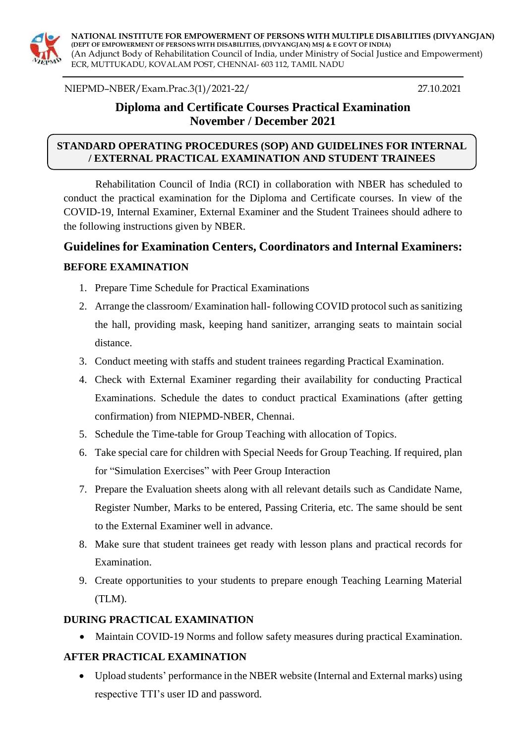**NATIONAL INSTITUTE FOR EMPOWERMENT OF PERSONS WITH MULTIPLE DISABILITIES (DIVYANGJAN)**
**(DEPT OF EMPOWERMENT OF PERSONS WITH DISABILITIES, (DIVYANGJAN) MSJ & E GOVT OF INDIA)**
(An Adjunct Body of Rehabilitation Council of India, under Ministry of Social Justice and Empowerment)
ECR, MUTTUKADU, KOVALAM POST, CHENNAI- 603 112, TAMIL NADU

NIEPMD–NBER/Exam.Prac.3(1)/2021-22/ 27.10.2021

# Diploma and Certificate Courses Practical Examination November / December 2021

**STANDARD OPERATING PROCEDURES (SOP) AND GUIDELINES FOR INTERNAL / EXTERNAL PRACTICAL EXAMINATION AND STUDENT TRAINEES**

Rehabilitation Council of India (RCI) in collaboration with NBER has scheduled to conduct the practical examination for the Diploma and Certificate courses. In view of the COVID-19, Internal Examiner, External Examiner and the Student Trainees should adhere to the following instructions given by NBER.

## Guidelines for Examination Centers, Coordinators and Internal Examiners:

### BEFORE EXAMINATION

1. Prepare Time Schedule for Practical Examinations
2. Arrange the classroom/ Examination hall- following COVID protocol such as sanitizing the hall, providing mask, keeping hand sanitizer, arranging seats to maintain social distance.
3. Conduct meeting with staffs and student trainees regarding Practical Examination.
4. Check with External Examiner regarding their availability for conducting Practical Examinations. Schedule the dates to conduct practical Examinations (after getting confirmation) from NIEPMD-NBER, Chennai.
5. Schedule the Time-table for Group Teaching with allocation of Topics.
6. Take special care for children with Special Needs for Group Teaching. If required, plan for "Simulation Exercises" with Peer Group Interaction
7. Prepare the Evaluation sheets along with all relevant details such as Candidate Name, Register Number, Marks to be entered, Passing Criteria, etc. The same should be sent to the External Examiner well in advance.
8. Make sure that student trainees get ready with lesson plans and practical records for Examination.
9. Create opportunities to your students to prepare enough Teaching Learning Material (TLM).

### DURING PRACTICAL EXAMINATION

- Maintain COVID-19 Norms and follow safety measures during practical Examination.

### AFTER PRACTICAL EXAMINATION

- Upload students' performance in the NBER website (Internal and External marks) using respective TTI's user ID and password.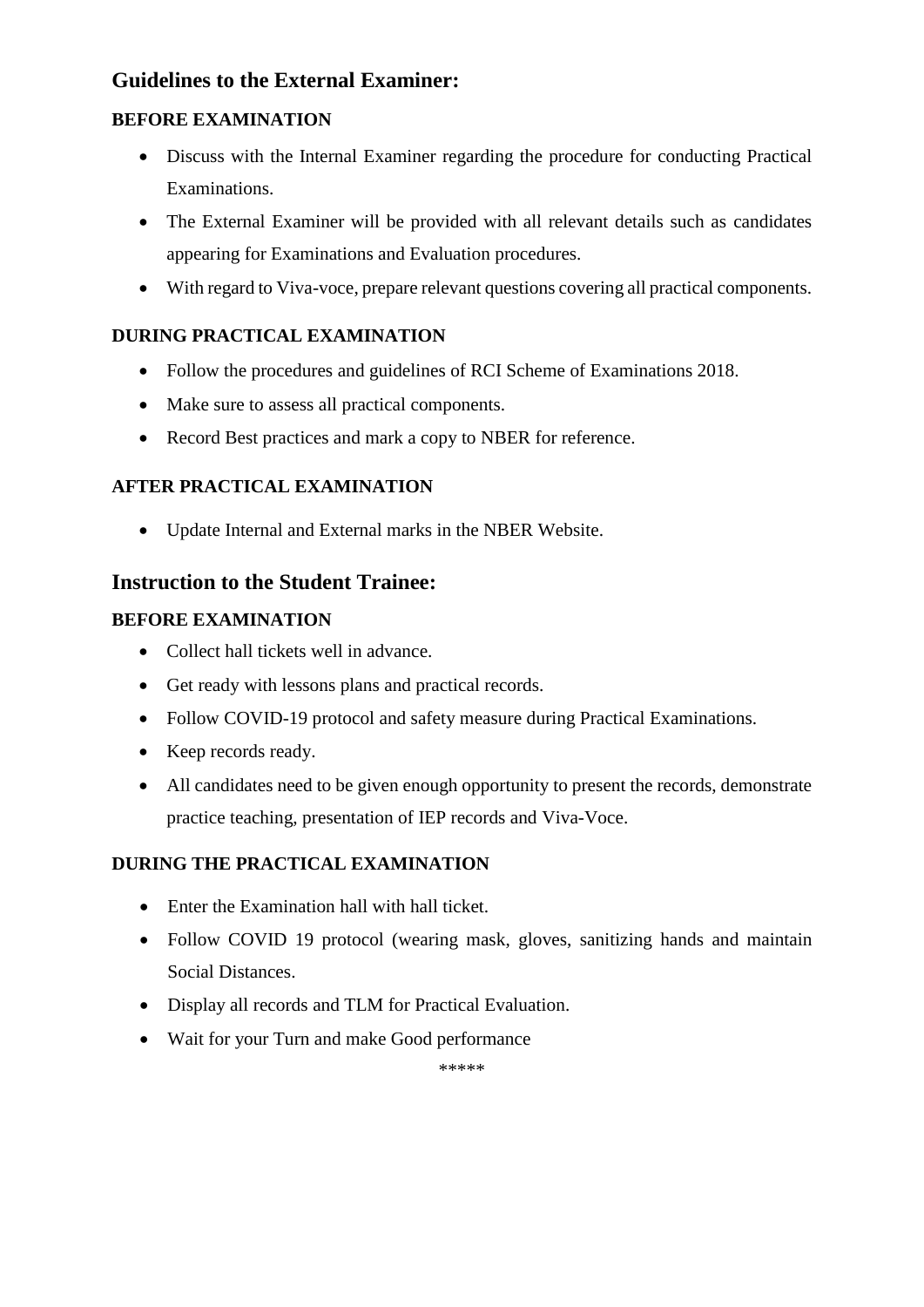## Guidelines to the External Examiner:

### BEFORE EXAMINATION

- Discuss with the Internal Examiner regarding the procedure for conducting Practical Examinations.
- The External Examiner will be provided with all relevant details such as candidates appearing for Examinations and Evaluation procedures.
- With regard to Viva-voce, prepare relevant questions covering all practical components.

### DURING PRACTICAL EXAMINATION

- Follow the procedures and guidelines of RCI Scheme of Examinations 2018.
- Make sure to assess all practical components.
- Record Best practices and mark a copy to NBER for reference.

### AFTER PRACTICAL EXAMINATION

- Update Internal and External marks in the NBER Website.

## Instruction to the Student Trainee:

### BEFORE EXAMINATION

- Collect hall tickets well in advance.
- Get ready with lessons plans and practical records.
- Follow COVID-19 protocol and safety measure during Practical Examinations.
- Keep records ready.
- All candidates need to be given enough opportunity to present the records, demonstrate practice teaching, presentation of IEP records and Viva-Voce.

### DURING THE PRACTICAL EXAMINATION

- Enter the Examination hall with hall ticket.
- Follow COVID 19 protocol (wearing mask, gloves, sanitizing hands and maintain Social Distances.
- Display all records and TLM for Practical Evaluation.
- Wait for your Turn and make Good performance

*****